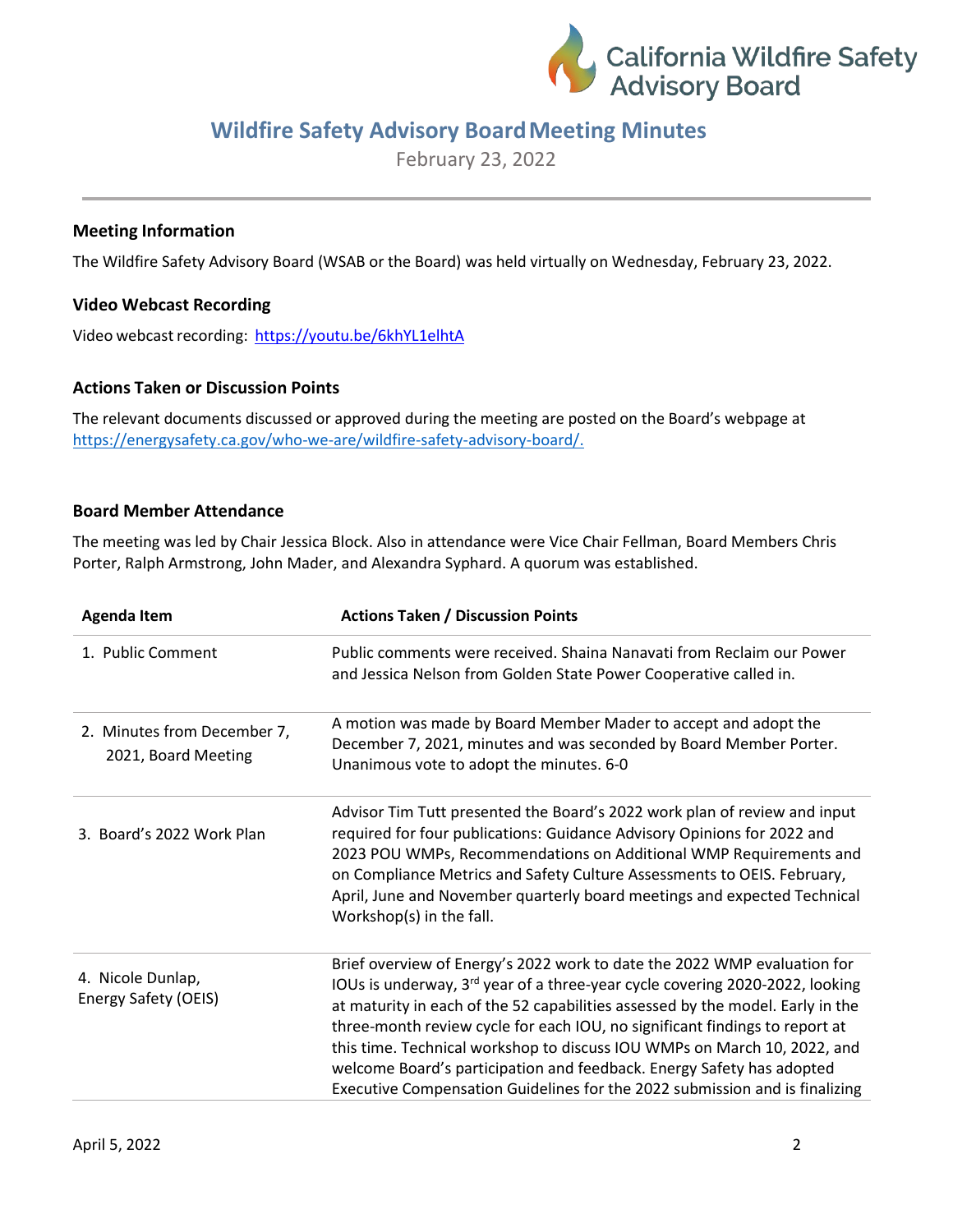# Wildfire Safety Advisory Board Meeting Minutes

February 23, 2022

### Meeting Information

The Wildfire Safety Advisory Board (WSAB or the Board) was held virtually on Wednesday, February 23, 2022.

### Video Webcast Recording

Video webcast recording: https://youtu.be/6khYL1elhtA

### Actions Taken or Discussion Points

The relevant documents discussed or approved during the meeting are posted on the Board's webpage at https://energysafety.ca.gov/who-we-are/wildfire-safety-advisory-board/.

### Board Member Attendance

The meeting was led by Chair Jessica Block. Also in attendance were Vice Chair Fellman, Board Members Chris Porter, Ralph Armstrong, John Mader, and Alexandra Syphard. A quorum was established.

| Agenda Item | Actions Taken / Discussion Points |
|---|---|
| 1. Public Comment | Public comments were received. Shaina Nanavati from Reclaim our Power and Jessica Nelson from Golden State Power Cooperative called in. |
| 2. Minutes from December 7, 2021, Board Meeting | A motion was made by Board Member Mader to accept and adopt the December 7, 2021, minutes and was seconded by Board Member Porter. Unanimous vote to adopt the minutes. 6-0 |
| 3. Board's 2022 Work Plan | Advisor Tim Tutt presented the Board's 2022 work plan of review and input required for four publications: Guidance Advisory Opinions for 2022 and 2023 POU WMPs, Recommendations on Additional WMP Requirements and on Compliance Metrics and Safety Culture Assessments to OEIS. February, April, June and November quarterly board meetings and expected Technical Workshop(s) in the fall. |
| 4. Nicole Dunlap, Energy Safety (OEIS) | Brief overview of Energy's 2022 work to date the 2022 WMP evaluation for IOUs is underway, 3rd year of a three-year cycle covering 2020-2022, looking at maturity in each of the 52 capabilities assessed by the model. Early in the three-month review cycle for each IOU, no significant findings to report at this time. Technical workshop to discuss IOU WMPs on March 10, 2022, and welcome Board's participation and feedback. Energy Safety has adopted Executive Compensation Guidelines for the 2022 submission and is finalizing |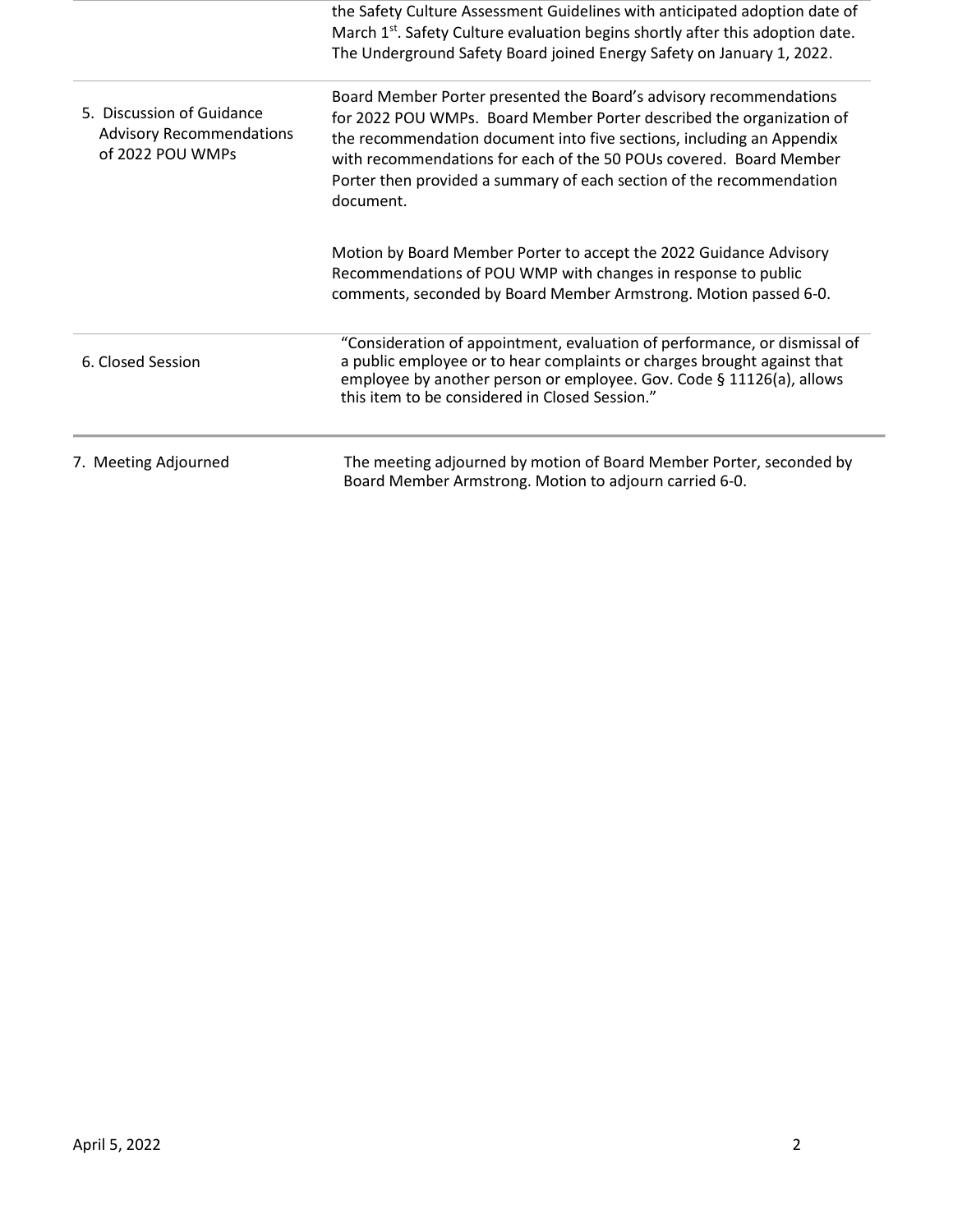| | |
|---|---|
| | the Safety Culture Assessment Guidelines with anticipated adoption date of March 1st. Safety Culture evaluation begins shortly after this adoption date. The Underground Safety Board joined Energy Safety on January 1, 2022. |
| 5. Discussion of Guidance Advisory Recommendations of 2022 POU WMPs | Board Member Porter presented the Board's advisory recommendations for 2022 POU WMPs. Board Member Porter described the organization of the recommendation document into five sections, including an Appendix with recommendations for each of the 50 POUs covered. Board Member Porter then provided a summary of each section of the recommendation document.<br><br>Motion by Board Member Porter to accept the 2022 Guidance Advisory Recommendations of POU WMP with changes in response to public comments, seconded by Board Member Armstrong. Motion passed 6-0. |
| 6. Closed Session | "Consideration of appointment, evaluation of performance, or dismissal of a public employee or to hear complaints or charges brought against that employee by another person or employee. Gov. Code § 11126(a), allows this item to be considered in Closed Session." |
| 7. Meeting Adjourned | The meeting adjourned by motion of Board Member Porter, seconded by Board Member Armstrong. Motion to adjourn carried 6-0. |

April 5, 2022